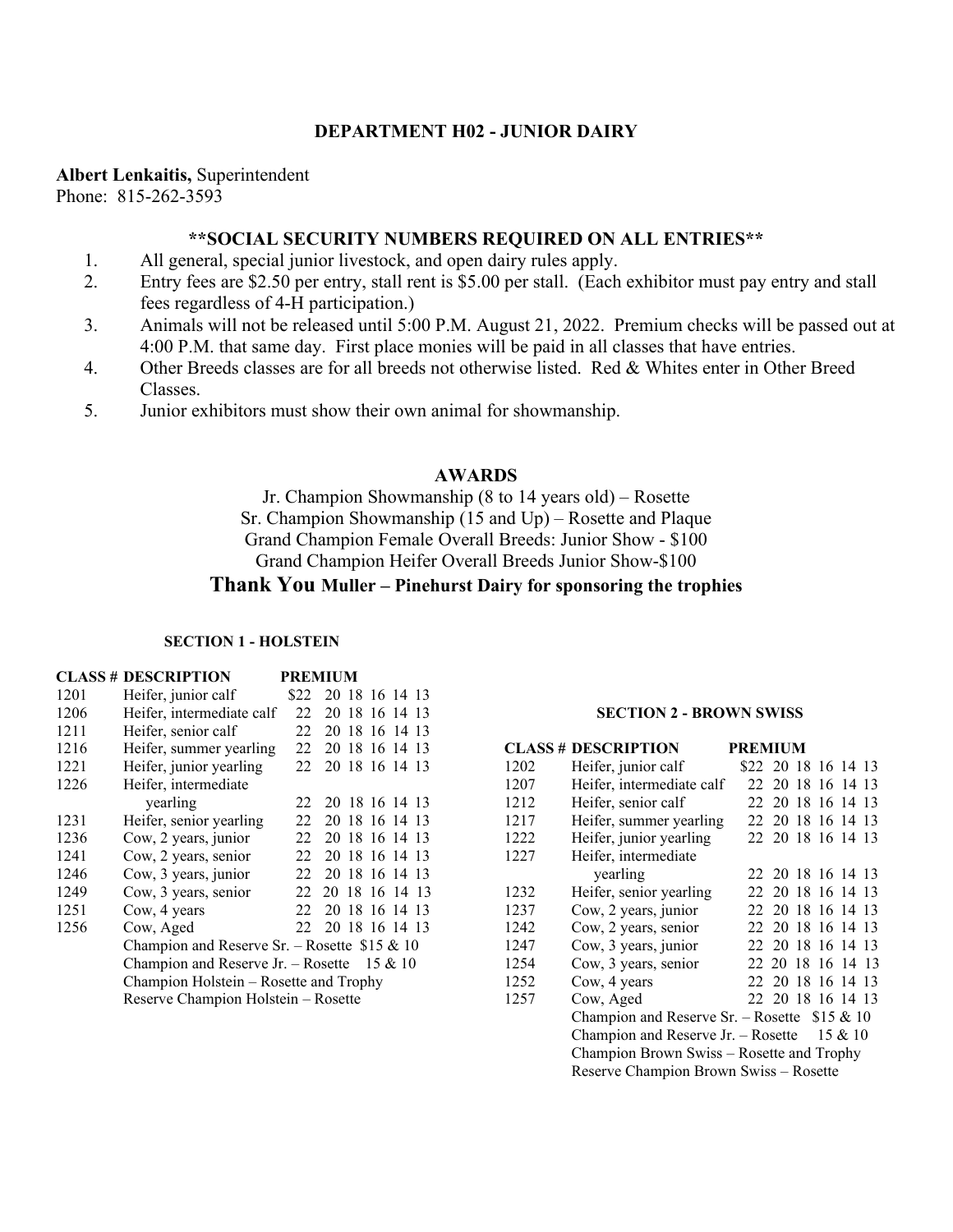## DEPARTMENT H02 - JUNIOR DAIRY

**Albert Lenkaitis,** Superintendent
Phone: 815-262-3593

### **SOCIAL SECURITY NUMBERS REQUIRED ON ALL ENTRIES**

1. All general, special junior livestock, and open dairy rules apply.
2. Entry fees are $2.50 per entry, stall rent is $5.00 per stall. (Each exhibitor must pay entry and stall fees regardless of 4-H participation.)
3. Animals will not be released until 5:00 P.M. August 21, 2022. Premium checks will be passed out at 4:00 P.M. that same day. First place monies will be paid in all classes that have entries.
4. Other Breeds classes are for all breeds not otherwise listed. Red & Whites enter in Other Breed Classes.
5. Junior exhibitors must show their own animal for showmanship.

### AWARDS

Jr. Champion Showmanship (8 to 14 years old) – Rosette
Sr. Champion Showmanship (15 and Up) – Rosette and Plaque
Grand Champion Female Overall Breeds: Junior Show - $100
Grand Champion Heifer Overall Breeds Junior Show-$100

**Thank You Muller – Pinehurst Dairy for sponsoring the trophies**

#### SECTION 1 - HOLSTEIN

| CLASS # | DESCRIPTION | PREMIUM |
|---|---|---|
| 1201 | Heifer, junior calf | $22 20 18 16 14 13 |
| 1206 | Heifer, intermediate calf | 22 20 18 16 14 13 |
| 1211 | Heifer, senior calf | 22 20 18 16 14 13 |
| 1216 | Heifer, summer yearling | 22 20 18 16 14 13 |
| 1221 | Heifer, junior yearling | 22 20 18 16 14 13 |
| 1226 | Heifer, intermediate yearling | 22 20 18 16 14 13 |
| 1231 | Heifer, senior yearling | 22 20 18 16 14 13 |
| 1236 | Cow, 2 years, junior | 22 20 18 16 14 13 |
| 1241 | Cow, 2 years, senior | 22 20 18 16 14 13 |
| 1246 | Cow, 3 years, junior | 22 20 18 16 14 13 |
| 1249 | Cow, 3 years, senior | 22 20 18 16 14 13 |
| 1251 | Cow, 4 years | 22 20 18 16 14 13 |
| 1256 | Cow, Aged | 22 20 18 16 14 13 |

Champion and Reserve Sr. – Rosette $15 & 10
Champion and Reserve Jr. – Rosette 15 & 10
Champion Holstein – Rosette and Trophy
Reserve Champion Holstein – Rosette

#### SECTION 2 - BROWN SWISS

| CLASS # | DESCRIPTION | PREMIUM |
|---|---|---|
| 1202 | Heifer, junior calf | $22 20 18 16 14 13 |
| 1207 | Heifer, intermediate calf | 22 20 18 16 14 13 |
| 1212 | Heifer, senior calf | 22 20 18 16 14 13 |
| 1217 | Heifer, summer yearling | 22 20 18 16 14 13 |
| 1222 | Heifer, junior yearling | 22 20 18 16 14 13 |
| 1227 | Heifer, intermediate yearling | 22 20 18 16 14 13 |
| 1232 | Heifer, senior yearling | 22 20 18 16 14 13 |
| 1237 | Cow, 2 years, junior | 22 20 18 16 14 13 |
| 1242 | Cow, 2 years, senior | 22 20 18 16 14 13 |
| 1247 | Cow, 3 years, junior | 22 20 18 16 14 13 |
| 1254 | Cow, 3 years, senior | 22 20 18 16 14 13 |
| 1252 | Cow, 4 years | 22 20 18 16 14 13 |
| 1257 | Cow, Aged | 22 20 18 16 14 13 |

Champion and Reserve Sr. – Rosette $15 & 10
Champion and Reserve Jr. – Rosette 15 & 10
Champion Brown Swiss – Rosette and Trophy
Reserve Champion Brown Swiss – Rosette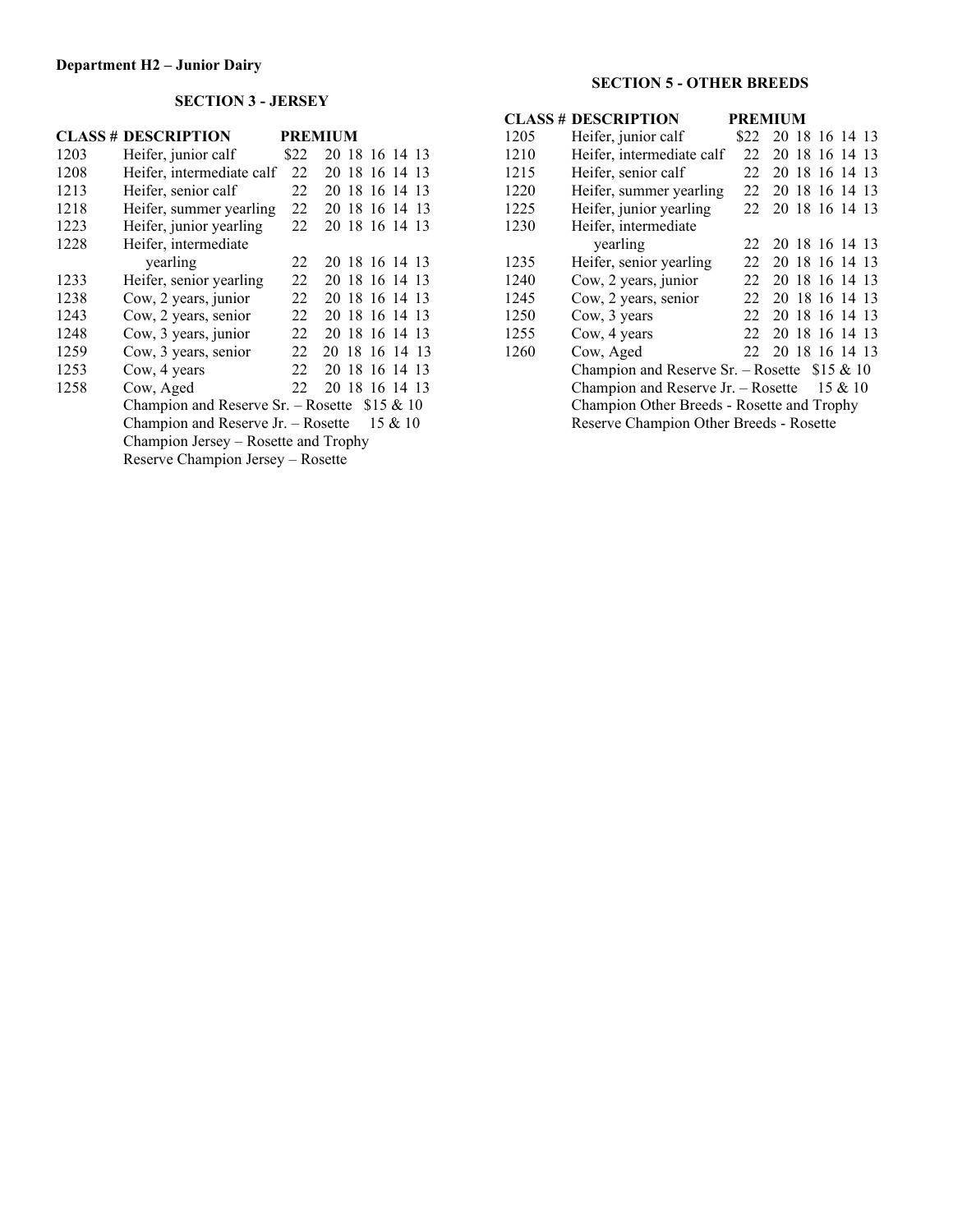**Department H2 – Junior Dairy**

### SECTION 3 - JERSEY

| CLASS # | DESCRIPTION | PREMIUM | | | | | |
|---|---|---|---|---|---|---|---|
| 1203 | Heifer, junior calf | $22 | 20 | 18 | 16 | 14 | 13 |
| 1208 | Heifer, intermediate calf | 22 | 20 | 18 | 16 | 14 | 13 |
| 1213 | Heifer, senior calf | 22 | 20 | 18 | 16 | 14 | 13 |
| 1218 | Heifer, summer yearling | 22 | 20 | 18 | 16 | 14 | 13 |
| 1223 | Heifer, junior yearling | 22 | 20 | 18 | 16 | 14 | 13 |
| 1228 | Heifer, intermediate yearling | 22 | 20 | 18 | 16 | 14 | 13 |
| 1233 | Heifer, senior yearling | 22 | 20 | 18 | 16 | 14 | 13 |
| 1238 | Cow, 2 years, junior | 22 | 20 | 18 | 16 | 14 | 13 |
| 1243 | Cow, 2 years, senior | 22 | 20 | 18 | 16 | 14 | 13 |
| 1248 | Cow, 3 years, junior | 22 | 20 | 18 | 16 | 14 | 13 |
| 1259 | Cow, 3 years, senior | 22 | 20 | 18 | 16 | 14 | 13 |
| 1253 | Cow, 4 years | 22 | 20 | 18 | 16 | 14 | 13 |
| 1258 | Cow, Aged | 22 | 20 | 18 | 16 | 14 | 13 |

Champion and Reserve Sr. – Rosette $15 & 10
Champion and Reserve Jr. – Rosette 15 & 10
Champion Jersey – Rosette and Trophy
Reserve Champion Jersey – Rosette

### SECTION 5 - OTHER BREEDS

| CLASS # | DESCRIPTION | PREMIUM | | | | | |
|---|---|---|---|---|---|---|---|
| 1205 | Heifer, junior calf | $22 | 20 | 18 | 16 | 14 | 13 |
| 1210 | Heifer, intermediate calf | 22 | 20 | 18 | 16 | 14 | 13 |
| 1215 | Heifer, senior calf | 22 | 20 | 18 | 16 | 14 | 13 |
| 1220 | Heifer, summer yearling | 22 | 20 | 18 | 16 | 14 | 13 |
| 1225 | Heifer, junior yearling | 22 | 20 | 18 | 16 | 14 | 13 |
| 1230 | Heifer, intermediate yearling | 22 | 20 | 18 | 16 | 14 | 13 |
| 1235 | Heifer, senior yearling | 22 | 20 | 18 | 16 | 14 | 13 |
| 1240 | Cow, 2 years, junior | 22 | 20 | 18 | 16 | 14 | 13 |
| 1245 | Cow, 2 years, senior | 22 | 20 | 18 | 16 | 14 | 13 |
| 1250 | Cow, 3 years | 22 | 20 | 18 | 16 | 14 | 13 |
| 1255 | Cow, 4 years | 22 | 20 | 18 | 16 | 14 | 13 |
| 1260 | Cow, Aged | 22 | 20 | 18 | 16 | 14 | 13 |

Champion and Reserve Sr. – Rosette $15 & 10
Champion and Reserve Jr. – Rosette 15 & 10
Champion Other Breeds - Rosette and Trophy
Reserve Champion Other Breeds - Rosette